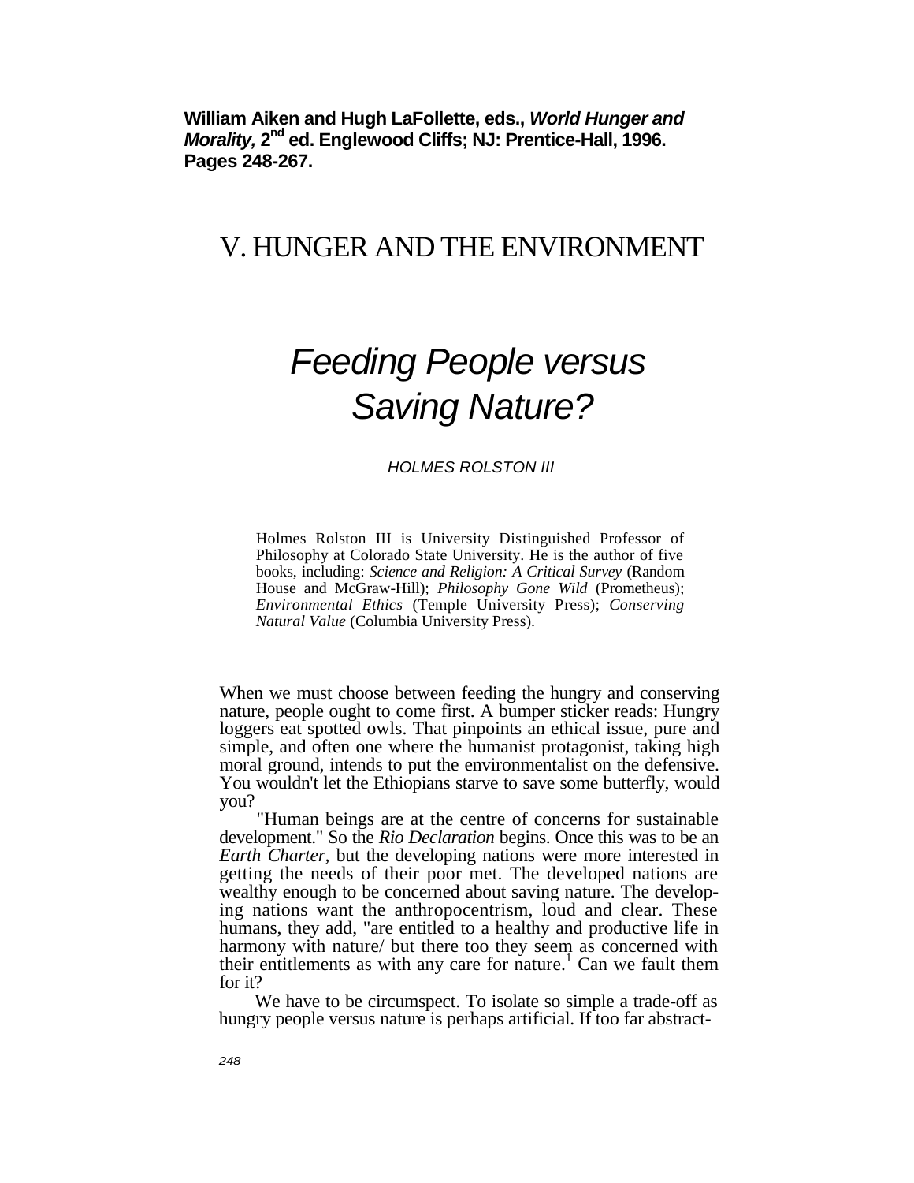**William Aiken and Hugh LaFollette, eds., *World Hunger and Morality,* 2nd ed. Englewood Cliffs; NJ: Prentice-Hall, 1996. Pages 248-267.**

# V. HUNGER AND THE ENVIRONMENT

# *Feeding People versus Saving Nature?*

*HOLMES ROLSTON III*

Holmes Rolston III is University Distinguished Professor of Philosophy at Colorado State University. He is the author of five books, including: *Science and Religion: A Critical Survey* (Random House and McGraw-Hill); *Philosophy Gone Wild* (Prometheus); *Environmental Ethics* (Temple University Press); *Conserving Natural Value* (Columbia University Press).

When we must choose between feeding the hungry and conserving nature, people ought to come first. A bumper sticker reads: Hungry loggers eat spotted owls. That pinpoints an ethical issue, pure and simple, and often one where the humanist protagonist, taking high moral ground, intends to put the environmentalist on the defensive. You wouldn't let the Ethiopians starve to save some butterfly, would you?

"Human beings are at the centre of concerns for sustainable development." So the *Rio Declaration* begins. Once this was to be an *Earth Charter,* but the developing nations were more interested in getting the needs of their poor met. The developed nations are wealthy enough to be concerned about saving nature. The developing nations want the anthropocentrism, loud and clear. These humans, they add, "are entitled to a healthy and productive life in harmony with nature/ but there too they seem as concerned with their entitlements as with any care for nature.[1] Can we fault them for it?

We have to be circumspect. To isolate so simple a trade-off as hungry people versus nature is perhaps artificial. If too far abstract-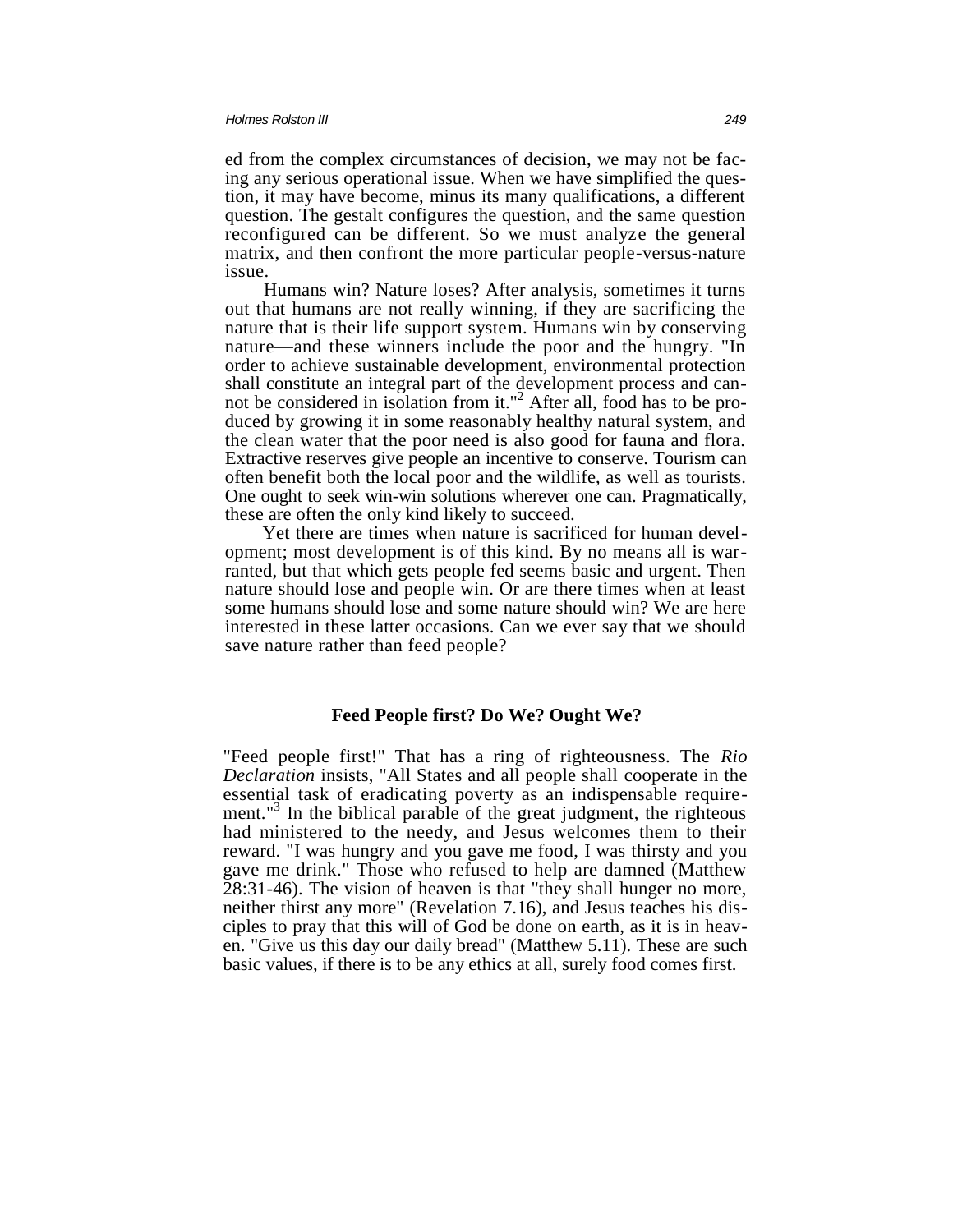ed from the complex circumstances of decision, we may not be facing any serious operational issue. When we have simplified the question, it may have become, minus its many qualifications, a different question. The gestalt configures the question, and the same question reconfigured can be different. So we must analyze the general matrix, and then confront the more particular people-versus-nature issue.

Humans win? Nature loses? After analysis, sometimes it turns out that humans are not really winning, if they are sacrificing the nature that is their life support system. Humans win by conserving nature—and these winners include the poor and the hungry. "In order to achieve sustainable development, environmental protection shall constitute an integral part of the development process and cannot be considered in isolation from it."[2] After all, food has to be produced by growing it in some reasonably healthy natural system, and the clean water that the poor need is also good for fauna and flora. Extractive reserves give people an incentive to conserve. Tourism can often benefit both the local poor and the wildlife, as well as tourists. One ought to seek win-win solutions wherever one can. Pragmatically, these are often the only kind likely to succeed.

Yet there are times when nature is sacrificed for human development; most development is of this kind. By no means all is warranted, but that which gets people fed seems basic and urgent. Then nature should lose and people win. Or are there times when at least some humans should lose and some nature should win? We are here interested in these latter occasions. Can we ever say that we should save nature rather than feed people?

## Feed People first? Do We? Ought We?

"Feed people first!" That has a ring of righteousness. The *Rio Declaration* insists, "All States and all people shall cooperate in the essential task of eradicating poverty as an indispensable requirement."[3] In the biblical parable of the great judgment, the righteous had ministered to the needy, and Jesus welcomes them to their reward. "I was hungry and you gave me food, I was thirsty and you gave me drink." Those who refused to help are damned (Matthew 28:31-46). The vision of heaven is that "they shall hunger no more, neither thirst any more" (Revelation 7.16), and Jesus teaches his disciples to pray that this will of God be done on earth, as it is in heaven. "Give us this day our daily bread" (Matthew 5.11). These are such basic values, if there is to be any ethics at all, surely food comes first.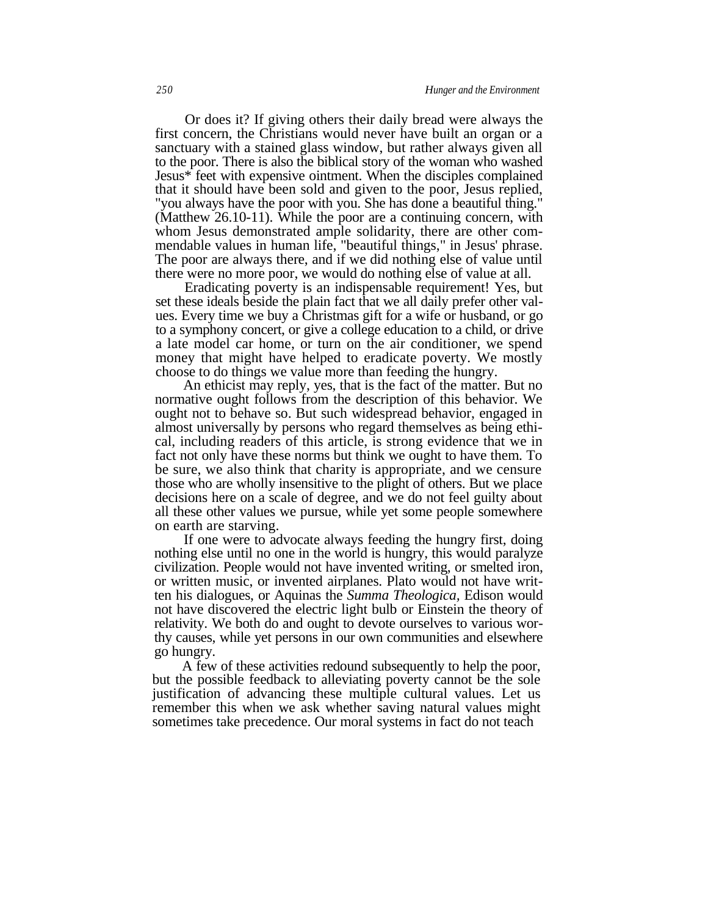Or does it? If giving others their daily bread were always the first concern, the Christians would never have built an organ or a sanctuary with a stained glass window, but rather always given all to the poor. There is also the biblical story of the woman who washed Jesus* feet with expensive ointment. When the disciples complained that it should have been sold and given to the poor, Jesus replied, "you always have the poor with you. She has done a beautiful thing." (Matthew 26.10-11). While the poor are a continuing concern, with whom Jesus demonstrated ample solidarity, there are other commendable values in human life, "beautiful things," in Jesus' phrase. The poor are always there, and if we did nothing else of value until there were no more poor, we would do nothing else of value at all.

Eradicating poverty is an indispensable requirement! Yes, but set these ideals beside the plain fact that we all daily prefer other values. Every time we buy a Christmas gift for a wife or husband, or go to a symphony concert, or give a college education to a child, or drive a late model car home, or turn on the air conditioner, we spend money that might have helped to eradicate poverty. We mostly choose to do things we value more than feeding the hungry.

An ethicist may reply, yes, that is the fact of the matter. But no normative ought follows from the description of this behavior. We ought not to behave so. But such widespread behavior, engaged in almost universally by persons who regard themselves as being ethical, including readers of this article, is strong evidence that we in fact not only have these norms but think we ought to have them. To be sure, we also think that charity is appropriate, and we censure those who are wholly insensitive to the plight of others. But we place decisions here on a scale of degree, and we do not feel guilty about all these other values we pursue, while yet some people somewhere on earth are starving.

If one were to advocate always feeding the hungry first, doing nothing else until no one in the world is hungry, this would paralyze civilization. People would not have invented writing, or smelted iron, or written music, or invented airplanes. Plato would not have written his dialogues, or Aquinas the *Summa Theologica,* Edison would not have discovered the electric light bulb or Einstein the theory of relativity. We both do and ought to devote ourselves to various worthy causes, while yet persons in our own communities and elsewhere go hungry.

A few of these activities redound subsequently to help the poor, but the possible feedback to alleviating poverty cannot be the sole justification of advancing these multiple cultural values. Let us remember this when we ask whether saving natural values might sometimes take precedence. Our moral systems in fact do not teach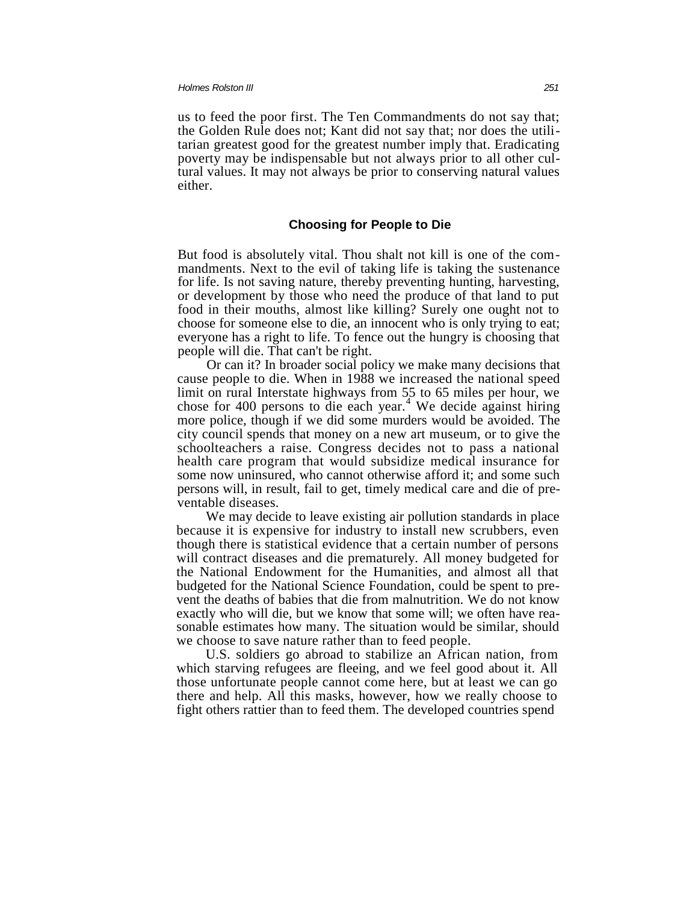us to feed the poor first. The Ten Commandments do not say that; the Golden Rule does not; Kant did not say that; nor does the utilitarian greatest good for the greatest number imply that. Eradicating poverty may be indispensable but not always prior to all other cultural values. It may not always be prior to conserving natural values either.

### Choosing for People to Die

But food is absolutely vital. Thou shalt not kill is one of the commandments. Next to the evil of taking life is taking the sustenance for life. Is not saving nature, thereby preventing hunting, harvesting, or development by those who need the produce of that land to put food in their mouths, almost like killing? Surely one ought not to choose for someone else to die, an innocent who is only trying to eat; everyone has a right to life. To fence out the hungry is choosing that people will die. That can't be right.

Or can it? In broader social policy we make many decisions that cause people to die. When in 1988 we increased the national speed limit on rural Interstate highways from 55 to 65 miles per hour, we chose for 400 persons to die each year.[4] We decide against hiring more police, though if we did some murders would be avoided. The city council spends that money on a new art museum, or to give the schoolteachers a raise. Congress decides not to pass a national health care program that would subsidize medical insurance for some now uninsured, who cannot otherwise afford it; and some such persons will, in result, fail to get, timely medical care and die of preventable diseases.

We may decide to leave existing air pollution standards in place because it is expensive for industry to install new scrubbers, even though there is statistical evidence that a certain number of persons will contract diseases and die prematurely. All money budgeted for the National Endowment for the Humanities, and almost all that budgeted for the National Science Foundation, could be spent to prevent the deaths of babies that die from malnutrition. We do not know exactly who will die, but we know that some will; we often have reasonable estimates how many. The situation would be similar, should we choose to save nature rather than to feed people.

U.S. soldiers go abroad to stabilize an African nation, from which starving refugees are fleeing, and we feel good about it. All those unfortunate people cannot come here, but at least we can go there and help. All this masks, however, how we really choose to fight others rattier than to feed them. The developed countries spend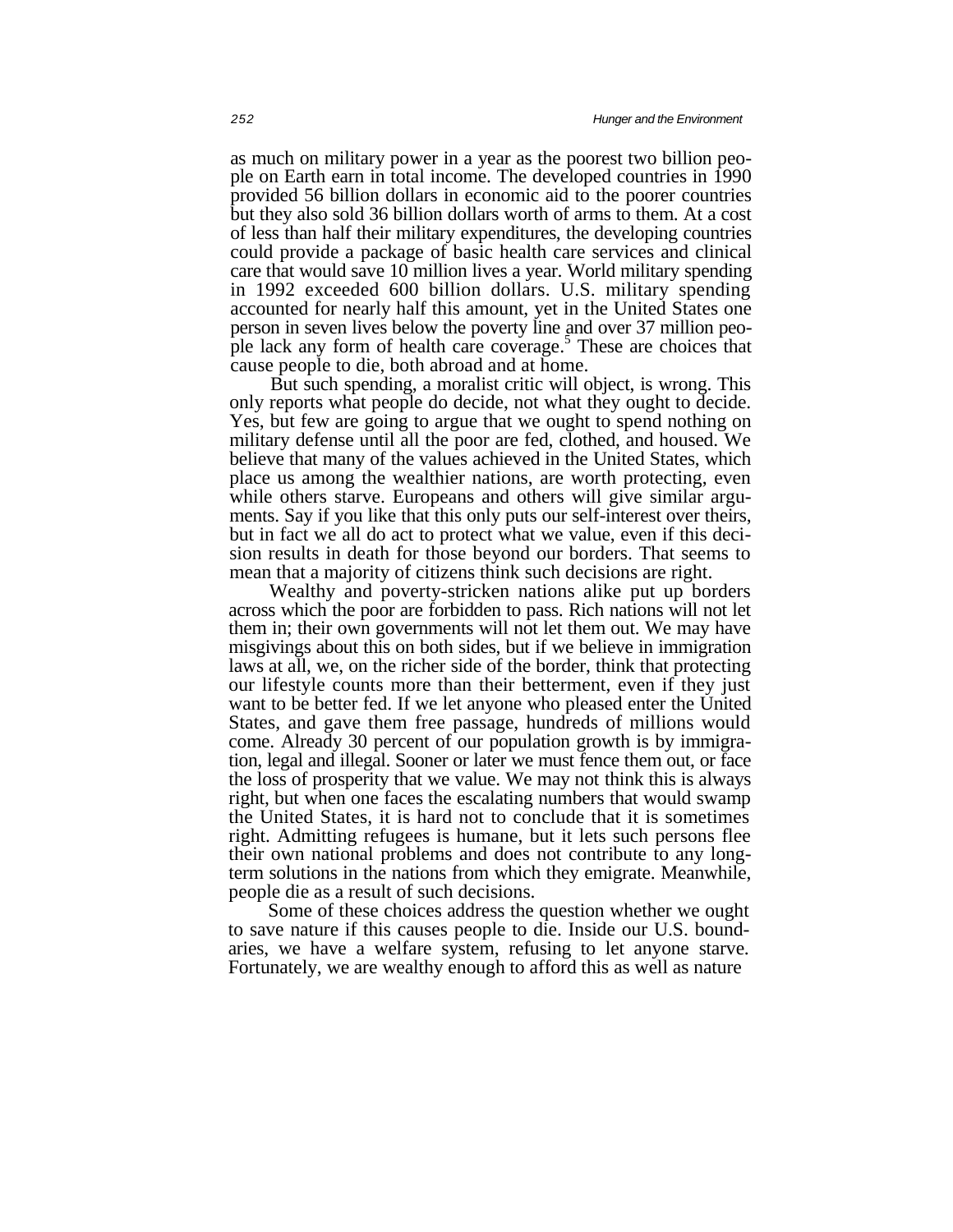as much on military power in a year as the poorest two billion people on Earth earn in total income. The developed countries in 1990 provided 56 billion dollars in economic aid to the poorer countries but they also sold 36 billion dollars worth of arms to them. At a cost of less than half their military expenditures, the developing countries could provide a package of basic health care services and clinical care that would save 10 million lives a year. World military spending in 1992 exceeded 600 billion dollars. U.S. military spending accounted for nearly half this amount, yet in the United States one person in seven lives below the poverty line and over 37 million people lack any form of health care coverage.[5] These are choices that cause people to die, both abroad and at home.

But such spending, a moralist critic will object, is wrong. This only reports what people do decide, not what they ought to decide. Yes, but few are going to argue that we ought to spend nothing on military defense until all the poor are fed, clothed, and housed. We believe that many of the values achieved in the United States, which place us among the wealthier nations, are worth protecting, even while others starve. Europeans and others will give similar arguments. Say if you like that this only puts our self-interest over theirs, but in fact we all do act to protect what we value, even if this decision results in death for those beyond our borders. That seems to mean that a majority of citizens think such decisions are right.

Wealthy and poverty-stricken nations alike put up borders across which the poor are forbidden to pass. Rich nations will not let them in; their own governments will not let them out. We may have misgivings about this on both sides, but if we believe in immigration laws at all, we, on the richer side of the border, think that protecting our lifestyle counts more than their betterment, even if they just want to be better fed. If we let anyone who pleased enter the United States, and gave them free passage, hundreds of millions would come. Already 30 percent of our population growth is by immigration, legal and illegal. Sooner or later we must fence them out, or face the loss of prosperity that we value. We may not think this is always right, but when one faces the escalating numbers that would swamp the United States, it is hard not to conclude that it is sometimes right. Admitting refugees is humane, but it lets such persons flee their own national problems and does not contribute to any long-term solutions in the nations from which they emigrate. Meanwhile, people die as a result of such decisions.

Some of these choices address the question whether we ought to save nature if this causes people to die. Inside our U.S. boundaries, we have a welfare system, refusing to let anyone starve. Fortunately, we are wealthy enough to afford this as well as nature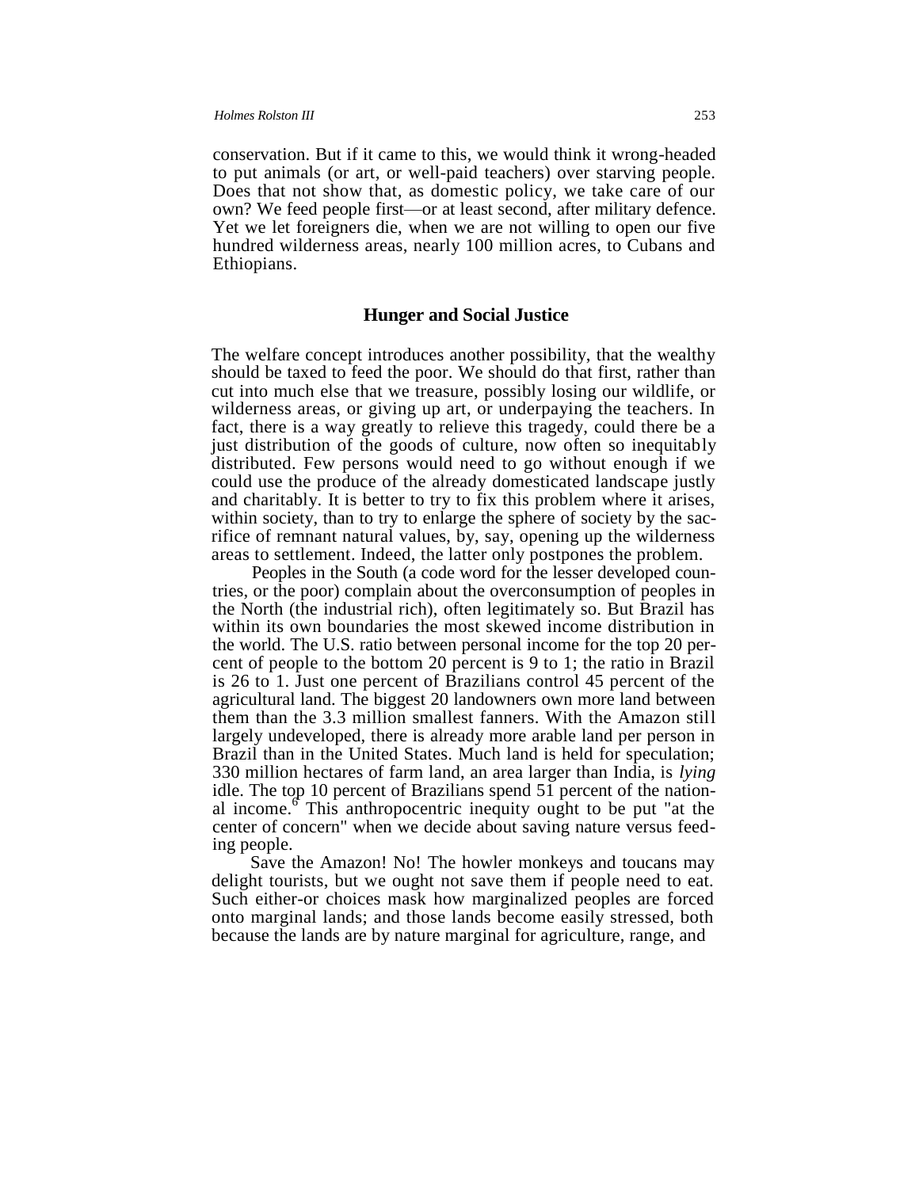conservation. But if it came to this, we would think it wrong-headed to put animals (or art, or well-paid teachers) over starving people. Does that not show that, as domestic policy, we take care of our own? We feed people first—or at least second, after military defence. Yet we let foreigners die, when we are not willing to open our five hundred wilderness areas, nearly 100 million acres, to Cubans and Ethiopians.

## Hunger and Social Justice

The welfare concept introduces another possibility, that the wealthy should be taxed to feed the poor. We should do that first, rather than cut into much else that we treasure, possibly losing our wildlife, or wilderness areas, or giving up art, or underpaying the teachers. In fact, there is a way greatly to relieve this tragedy, could there be a just distribution of the goods of culture, now often so inequitably distributed. Few persons would need to go without enough if we could use the produce of the already domesticated landscape justly and charitably. It is better to try to fix this problem where it arises, within society, than to try to enlarge the sphere of society by the sacrifice of remnant natural values, by, say, opening up the wilderness areas to settlement. Indeed, the latter only postpones the problem.

Peoples in the South (a code word for the lesser developed countries, or the poor) complain about the overconsumption of peoples in the North (the industrial rich), often legitimately so. But Brazil has within its own boundaries the most skewed income distribution in the world. The U.S. ratio between personal income for the top 20 percent of people to the bottom 20 percent is 9 to 1; the ratio in Brazil is 26 to 1. Just one percent of Brazilians control 45 percent of the agricultural land. The biggest 20 landowners own more land between them than the 3.3 million smallest fanners. With the Amazon still largely undeveloped, there is already more arable land per person in Brazil than in the United States. Much land is held for speculation; 330 million hectares of farm land, an area larger than India, is *lying* idle. The top 10 percent of Brazilians spend 51 percent of the national income.[6] This anthropocentric inequity ought to be put "at the center of concern" when we decide about saving nature versus feeding people.

Save the Amazon! No! The howler monkeys and toucans may delight tourists, but we ought not save them if people need to eat. Such either-or choices mask how marginalized peoples are forced onto marginal lands; and those lands become easily stressed, both because the lands are by nature marginal for agriculture, range, and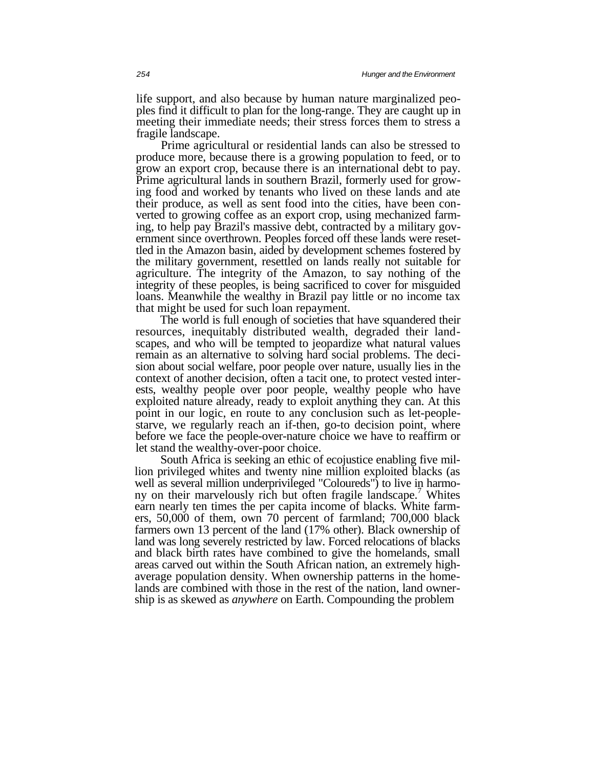life support, and also because by human nature marginalized peoples find it difficult to plan for the long-range. They are caught up in meeting their immediate needs; their stress forces them to stress a fragile landscape.

Prime agricultural or residential lands can also be stressed to produce more, because there is a growing population to feed, or to grow an export crop, because there is an international debt to pay. Prime agricultural lands in southern Brazil, formerly used for growing food and worked by tenants who lived on these lands and ate their produce, as well as sent food into the cities, have been converted to growing coffee as an export crop, using mechanized farming, to help pay Brazil's massive debt, contracted by a military government since overthrown. Peoples forced off these lands were resettled in the Amazon basin, aided by development schemes fostered by the military government, resettled on lands really not suitable for agriculture. The integrity of the Amazon, to say nothing of the integrity of these peoples, is being sacrificed to cover for misguided loans. Meanwhile the wealthy in Brazil pay little or no income tax that might be used for such loan repayment.

The world is full enough of societies that have squandered their resources, inequitably distributed wealth, degraded their landscapes, and who will be tempted to jeopardize what natural values remain as an alternative to solving hard social problems. The decision about social welfare, poor people over nature, usually lies in the context of another decision, often a tacit one, to protect vested interests, wealthy people over poor people, wealthy people who have exploited nature already, ready to exploit anything they can. At this point in our logic, en route to any conclusion such as let-people-starve, we regularly reach an if-then, go-to decision point, where before we face the people-over-nature choice we have to reaffirm or let stand the wealthy-over-poor choice.

South Africa is seeking an ethic of ecojustice enabling five million privileged whites and twenty nine million exploited blacks (as well as several million underprivileged "Coloureds") to live in harmony on their marvelously rich but often fragile landscape.[7] Whites earn nearly ten times the per capita income of blacks. White farmers, 50,000 of them, own 70 percent of farmland; 700,000 black farmers own 13 percent of the land (17% other). Black ownership of land was long severely restricted by law. Forced relocations of blacks and black birth rates have combined to give the homelands, small areas carved out within the South African nation, an extremely high-average population density. When ownership patterns in the homelands are combined with those in the rest of the nation, land ownership is as skewed as *anywhere* on Earth. Compounding the problem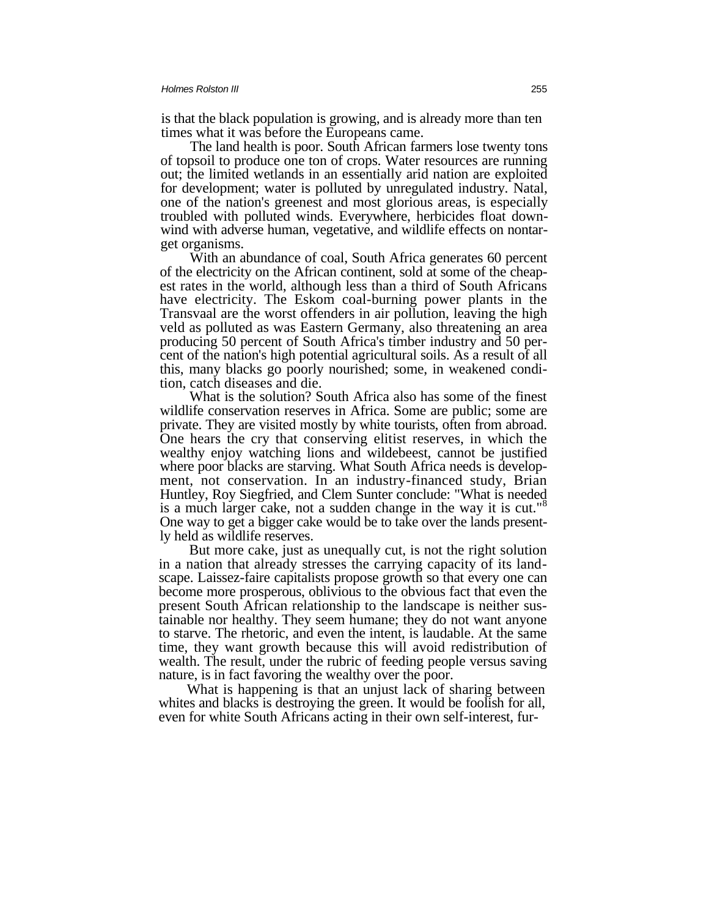is that the black population is growing, and is already more than ten times what it was before the Europeans came.

The land health is poor. South African farmers lose twenty tons of topsoil to produce one ton of crops. Water resources are running out; the limited wetlands in an essentially arid nation are exploited for development; water is polluted by unregulated industry. Natal, one of the nation's greenest and most glorious areas, is especially troubled with polluted winds. Everywhere, herbicides float downwind with adverse human, vegetative, and wildlife effects on nontarget organisms.

With an abundance of coal, South Africa generates 60 percent of the electricity on the African continent, sold at some of the cheapest rates in the world, although less than a third of South Africans have electricity. The Eskom coal-burning power plants in the Transvaal are the worst offenders in air pollution, leaving the high veld as polluted as was Eastern Germany, also threatening an area producing 50 percent of South Africa's timber industry and 50 percent of the nation's high potential agricultural soils. As a result of all this, many blacks go poorly nourished; some, in weakened condition, catch diseases and die.

What is the solution? South Africa also has some of the finest wildlife conservation reserves in Africa. Some are public; some are private. They are visited mostly by white tourists, often from abroad. One hears the cry that conserving elitist reserves, in which the wealthy enjoy watching lions and wildebeest, cannot be justified where poor blacks are starving. What South Africa needs is development, not conservation. In an industry-financed study, Brian Huntley, Roy Siegfried, and Clem Sunter conclude: "What is needed is a much larger cake, not a sudden change in the way it is cut."[8] One way to get a bigger cake would be to take over the lands presently held as wildlife reserves.

But more cake, just as unequally cut, is not the right solution in a nation that already stresses the carrying capacity of its landscape. Laissez-faire capitalists propose growth so that every one can become more prosperous, oblivious to the obvious fact that even the present South African relationship to the landscape is neither sustainable nor healthy. They seem humane; they do not want anyone to starve. The rhetoric, and even the intent, is laudable. At the same time, they want growth because this will avoid redistribution of wealth. The result, under the rubric of feeding people versus saving nature, is in fact favoring the wealthy over the poor.

What is happening is that an unjust lack of sharing between whites and blacks is destroying the green. It would be foolish for all, even for white South Africans acting in their own self-interest, fur-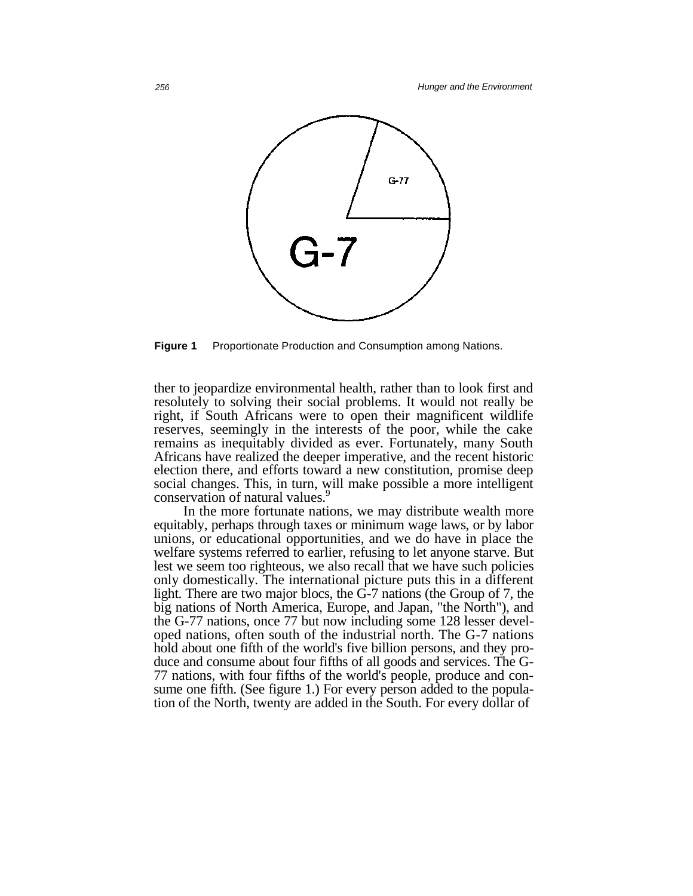G-77

G-7

**Figure 1** Proportionate Production and Consumption among Nations.

ther to jeopardize environmental health, rather than to look first and resolutely to solving their social problems. It would not really be right, if South Africans were to open their magnificent wildlife reserves, seemingly in the interests of the poor, while the cake remains as inequitably divided as ever. Fortunately, many South Africans have realized the deeper imperative, and the recent historic election there, and efforts toward a new constitution, promise deep social changes. This, in turn, will make possible a more intelligent conservation of natural values.[9]

In the more fortunate nations, we may distribute wealth more equitably, perhaps through taxes or minimum wage laws, or by labor unions, or educational opportunities, and we do have in place the welfare systems referred to earlier, refusing to let anyone starve. But lest we seem too righteous, we also recall that we have such policies only domestically. The international picture puts this in a different light. There are two major blocs, the G-7 nations (the Group of 7, the big nations of North America, Europe, and Japan, "the North"), and the G-77 nations, once 77 but now including some 128 lesser developed nations, often south of the industrial north. The G-7 nations hold about one fifth of the world's five billion persons, and they produce and consume about four fifths of all goods and services. The G-77 nations, with four fifths of the world's people, produce and consume one fifth. (See figure 1.) For every person added to the population of the North, twenty are added in the South. For every dollar of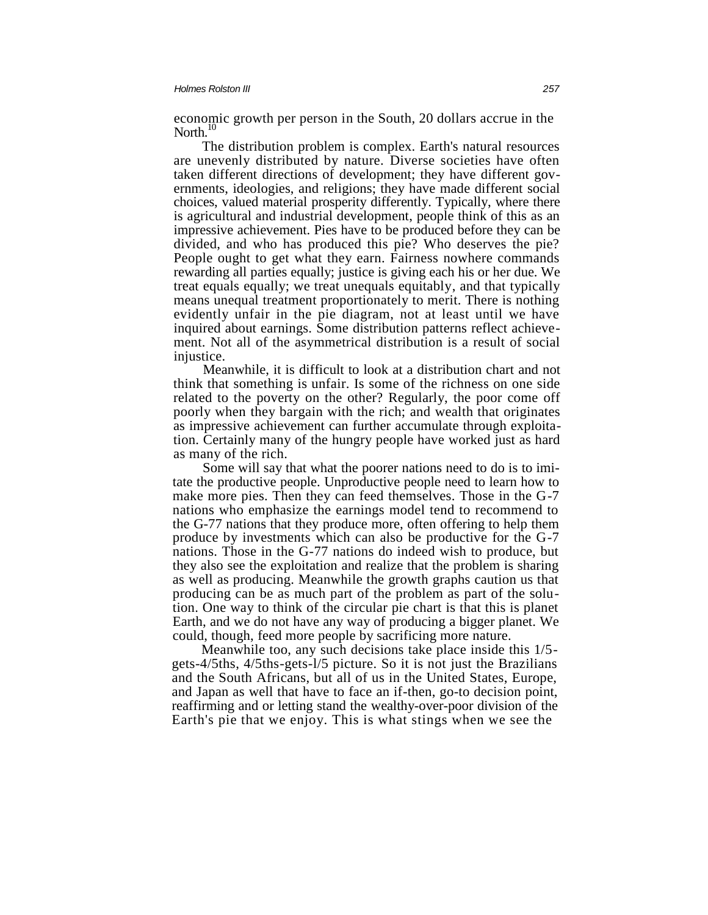economic growth per person in the South, 20 dollars accrue in the North.[10]

The distribution problem is complex. Earth's natural resources are unevenly distributed by nature. Diverse societies have often taken different directions of development; they have different governments, ideologies, and religions; they have made different social choices, valued material prosperity differently. Typically, where there is agricultural and industrial development, people think of this as an impressive achievement. Pies have to be produced before they can be divided, and who has produced this pie? Who deserves the pie? People ought to get what they earn. Fairness nowhere commands rewarding all parties equally; justice is giving each his or her due. We treat equals equally; we treat unequals equitably, and that typically means unequal treatment proportionately to merit. There is nothing evidently unfair in the pie diagram, not at least until we have inquired about earnings. Some distribution patterns reflect achievement. Not all of the asymmetrical distribution is a result of social injustice.

Meanwhile, it is difficult to look at a distribution chart and not think that something is unfair. Is some of the richness on one side related to the poverty on the other? Regularly, the poor come off poorly when they bargain with the rich; and wealth that originates as impressive achievement can further accumulate through exploitation. Certainly many of the hungry people have worked just as hard as many of the rich.

Some will say that what the poorer nations need to do is to imitate the productive people. Unproductive people need to learn how to make more pies. Then they can feed themselves. Those in the G-7 nations who emphasize the earnings model tend to recommend to the G-77 nations that they produce more, often offering to help them produce by investments which can also be productive for the G-7 nations. Those in the G-77 nations do indeed wish to produce, but they also see the exploitation and realize that the problem is sharing as well as producing. Meanwhile the growth graphs caution us that producing can be as much part of the problem as part of the solution. One way to think of the circular pie chart is that this is planet Earth, and we do not have any way of producing a bigger planet. We could, though, feed more people by sacrificing more nature.

Meanwhile too, any such decisions take place inside this 1/5-gets-4/5ths, 4/5ths-gets-l/5 picture. So it is not just the Brazilians and the South Africans, but all of us in the United States, Europe, and Japan as well that have to face an if-then, go-to decision point, reaffirming and or letting stand the wealthy-over-poor division of the Earth's pie that we enjoy. This is what stings when we see the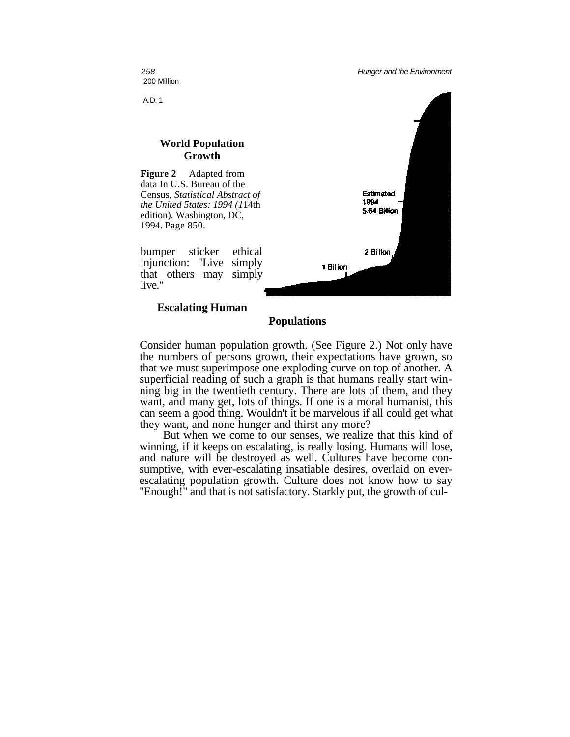200 Million

A.D. 1

### World Population Growth

**Figure 2** Adapted from data In U.S. Bureau of the Census, *Statistical Abstract of the United 5tates: 1994 (1*14th edition). Washington, DC, 1994. Page 850.

Estimated 1994 5.64 Billion

2 Billion

1 Billion

bumper sticker ethical injunction: "Live simply that others may simply live."

## Escalating Human Populations

Consider human population growth. (See Figure 2.) Not only have the numbers of persons grown, their expectations have grown, so that we must superimpose one exploding curve on top of another. A superficial reading of such a graph is that humans really start winning big in the twentieth century. There are lots of them, and they want, and many get, lots of things. If one is a moral humanist, this can seem a good thing. Wouldn't it be marvelous if all could get what they want, and none hunger and thirst any more?

But when we come to our senses, we realize that this kind of winning, if it keeps on escalating, is really losing. Humans will lose, and nature will be destroyed as well. Cultures have become consumptive, with ever-escalating insatiable desires, overlaid on ever-escalating population growth. Culture does not know how to say "Enough!" and that is not satisfactory. Starkly put, the growth of cul-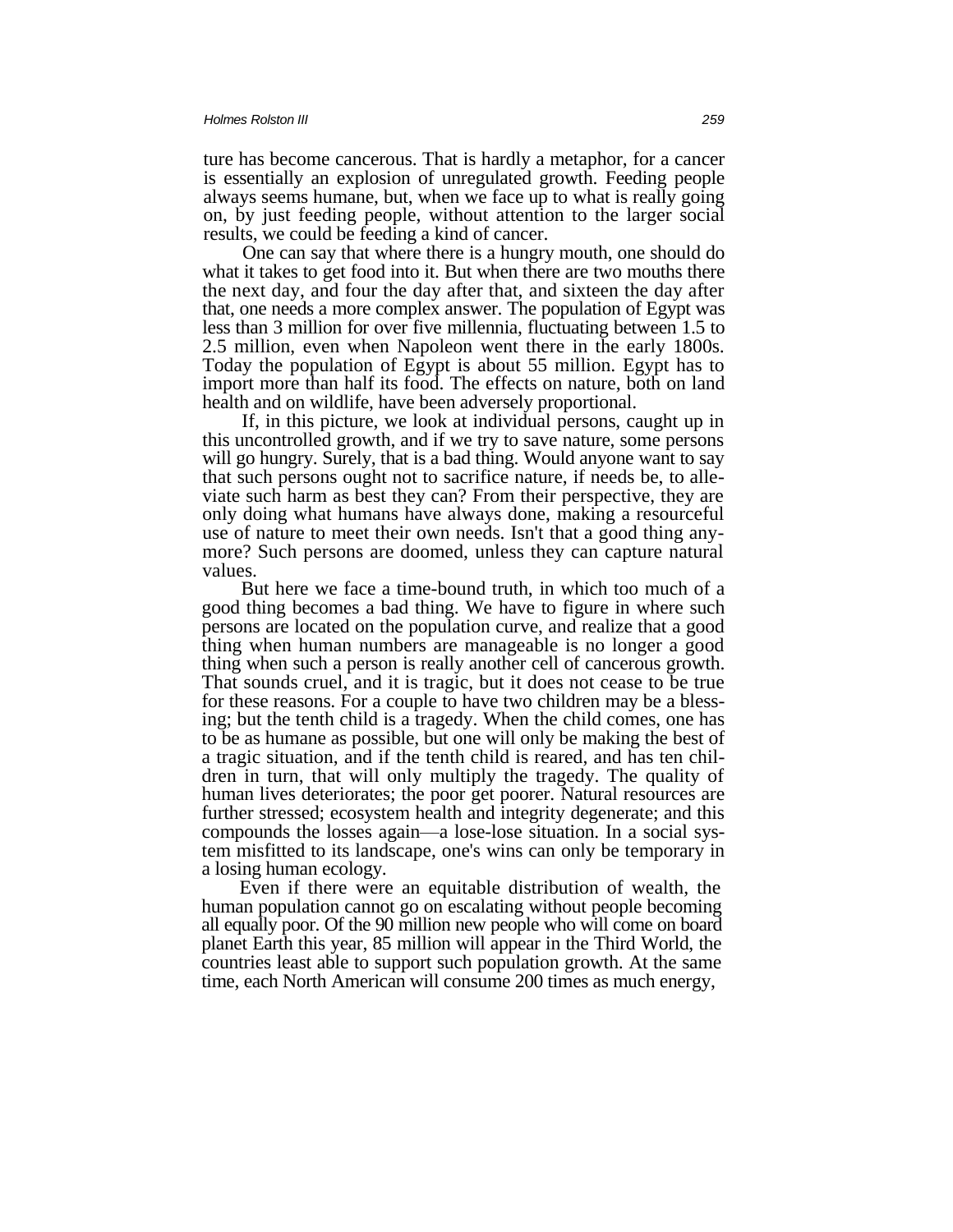ture has become cancerous. That is hardly a metaphor, for a cancer is essentially an explosion of unregulated growth. Feeding people always seems humane, but, when we face up to what is really going on, by just feeding people, without attention to the larger social results, we could be feeding a kind of cancer.

One can say that where there is a hungry mouth, one should do what it takes to get food into it. But when there are two mouths there the next day, and four the day after that, and sixteen the day after that, one needs a more complex answer. The population of Egypt was less than 3 million for over five millennia, fluctuating between 1.5 to 2.5 million, even when Napoleon went there in the early 1800s. Today the population of Egypt is about 55 million. Egypt has to import more than half its food. The effects on nature, both on land health and on wildlife, have been adversely proportional.

If, in this picture, we look at individual persons, caught up in this uncontrolled growth, and if we try to save nature, some persons will go hungry. Surely, that is a bad thing. Would anyone want to say that such persons ought not to sacrifice nature, if needs be, to alleviate such harm as best they can? From their perspective, they are only doing what humans have always done, making a resourceful use of nature to meet their own needs. Isn't that a good thing anymore? Such persons are doomed, unless they can capture natural values.

But here we face a time-bound truth, in which too much of a good thing becomes a bad thing. We have to figure in where such persons are located on the population curve, and realize that a good thing when human numbers are manageable is no longer a good thing when such a person is really another cell of cancerous growth. That sounds cruel, and it is tragic, but it does not cease to be true for these reasons. For a couple to have two children may be a blessing; but the tenth child is a tragedy. When the child comes, one has to be as humane as possible, but one will only be making the best of a tragic situation, and if the tenth child is reared, and has ten children in turn, that will only multiply the tragedy. The quality of human lives deteriorates; the poor get poorer. Natural resources are further stressed; ecosystem health and integrity degenerate; and this compounds the losses again—a lose-lose situation. In a social system misfitted to its landscape, one's wins can only be temporary in a losing human ecology.

Even if there were an equitable distribution of wealth, the human population cannot go on escalating without people becoming all equally poor. Of the 90 million new people who will come on board planet Earth this year, 85 million will appear in the Third World, the countries least able to support such population growth. At the same time, each North American will consume 200 times as much energy,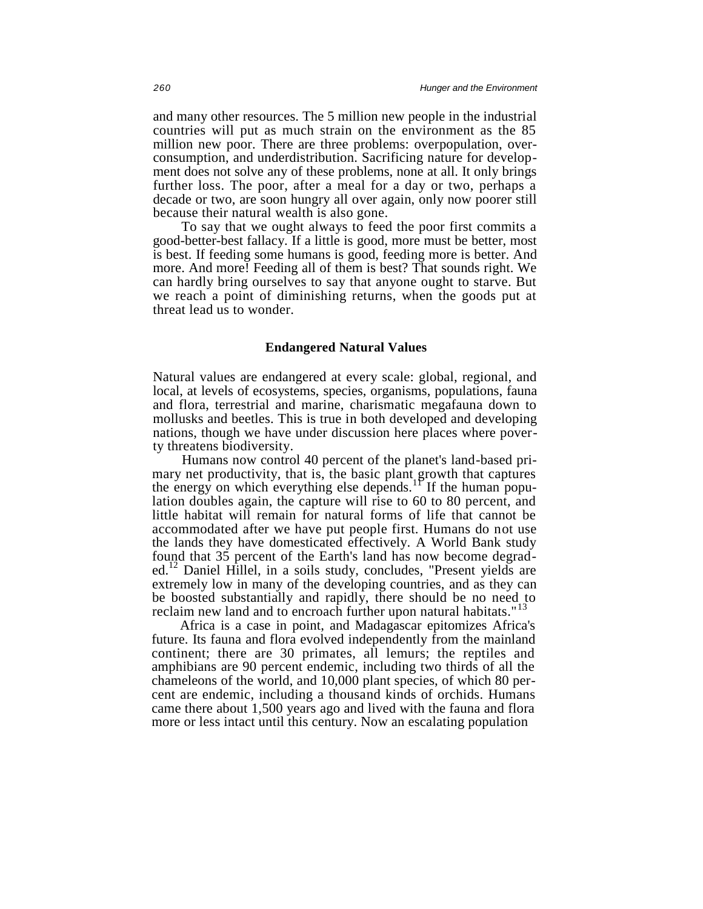and many other resources. The 5 million new people in the industrial countries will put as much strain on the environment as the 85 million new poor. There are three problems: overpopulation, overconsumption, and underdistribution. Sacrificing nature for development does not solve any of these problems, none at all. It only brings further loss. The poor, after a meal for a day or two, perhaps a decade or two, are soon hungry all over again, only now poorer still because their natural wealth is also gone.

To say that we ought always to feed the poor first commits a good-better-best fallacy. If a little is good, more must be better, most is best. If feeding some humans is good, feeding more is better. And more. And more! Feeding all of them is best? That sounds right. We can hardly bring ourselves to say that anyone ought to starve. But we reach a point of diminishing returns, when the goods put at threat lead us to wonder.

## Endangered Natural Values

Natural values are endangered at every scale: global, regional, and local, at levels of ecosystems, species, organisms, populations, fauna and flora, terrestrial and marine, charismatic megafauna down to mollusks and beetles. This is true in both developed and developing nations, though we have under discussion here places where poverty threatens biodiversity.

Humans now control 40 percent of the planet's land-based primary net productivity, that is, the basic plant growth that captures the energy on which everything else depends.[11] If the human population doubles again, the capture will rise to 60 to 80 percent, and little habitat will remain for natural forms of life that cannot be accommodated after we have put people first. Humans do not use the lands they have domesticated effectively. A World Bank study found that 35 percent of the Earth's land has now become degraded.[12] Daniel Hillel, in a soils study, concludes, "Present yields are extremely low in many of the developing countries, and as they can be boosted substantially and rapidly, there should be no need to reclaim new land and to encroach further upon natural habitats."[13]

Africa is a case in point, and Madagascar epitomizes Africa's future. Its fauna and flora evolved independently from the mainland continent; there are 30 primates, all lemurs; the reptiles and amphibians are 90 percent endemic, including two thirds of all the chameleons of the world, and 10,000 plant species, of which 80 percent are endemic, including a thousand kinds of orchids. Humans came there about 1,500 years ago and lived with the fauna and flora more or less intact until this century. Now an escalating population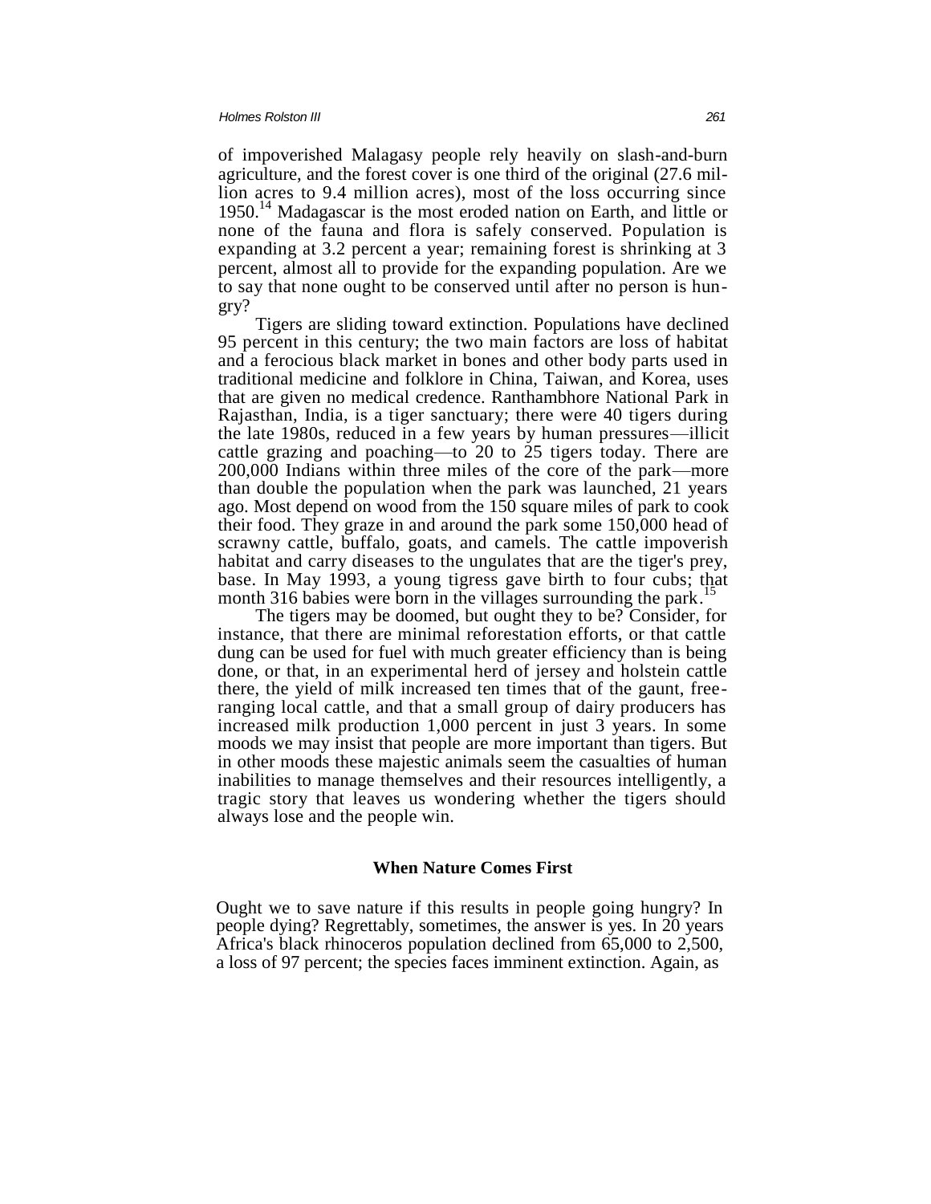of impoverished Malagasy people rely heavily on slash-and-burn agriculture, and the forest cover is one third of the original (27.6 million acres to 9.4 million acres), most of the loss occurring since 1950.[14] Madagascar is the most eroded nation on Earth, and little or none of the fauna and flora is safely conserved. Population is expanding at 3.2 percent a year; remaining forest is shrinking at 3 percent, almost all to provide for the expanding population. Are we to say that none ought to be conserved until after no person is hungry?

Tigers are sliding toward extinction. Populations have declined 95 percent in this century; the two main factors are loss of habitat and a ferocious black market in bones and other body parts used in traditional medicine and folklore in China, Taiwan, and Korea, uses that are given no medical credence. Ranthambhore National Park in Rajasthan, India, is a tiger sanctuary; there were 40 tigers during the late 1980s, reduced in a few years by human pressures—illicit cattle grazing and poaching—to 20 to 25 tigers today. There are 200,000 Indians within three miles of the core of the park—more than double the population when the park was launched, 21 years ago. Most depend on wood from the 150 square miles of park to cook their food. They graze in and around the park some 150,000 head of scrawny cattle, buffalo, goats, and camels. The cattle impoverish habitat and carry diseases to the ungulates that are the tiger's prey, base. In May 1993, a young tigress gave birth to four cubs; that month 316 babies were born in the villages surrounding the park.[15]

The tigers may be doomed, but ought they to be? Consider, for instance, that there are minimal reforestation efforts, or that cattle dung can be used for fuel with much greater efficiency than is being done, or that, in an experimental herd of jersey and holstein cattle there, the yield of milk increased ten times that of the gaunt, free-ranging local cattle, and that a small group of dairy producers has increased milk production 1,000 percent in just 3 years. In some moods we may insist that people are more important than tigers. But in other moods these majestic animals seem the casualties of human inabilities to manage themselves and their resources intelligently, a tragic story that leaves us wondering whether the tigers should always lose and the people win.

## When Nature Comes First

Ought we to save nature if this results in people going hungry? In people dying? Regrettably, sometimes, the answer is yes. In 20 years Africa's black rhinoceros population declined from 65,000 to 2,500, a loss of 97 percent; the species faces imminent extinction. Again, as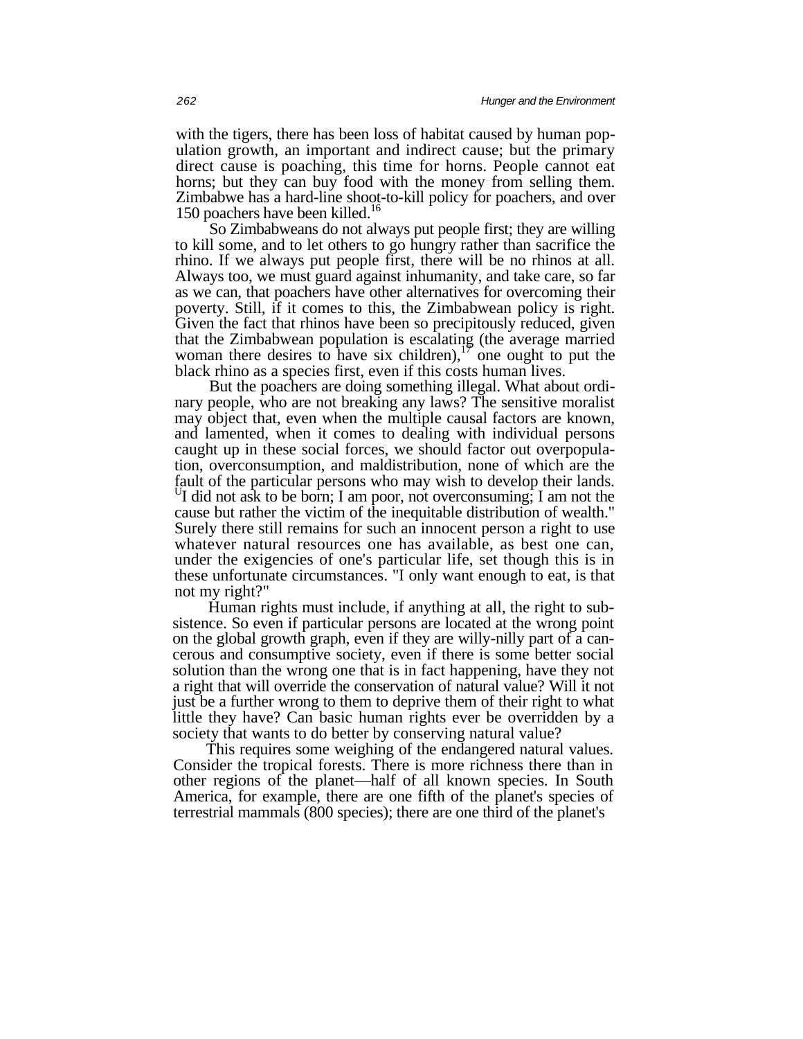with the tigers, there has been loss of habitat caused by human population growth, an important and indirect cause; but the primary direct cause is poaching, this time for horns. People cannot eat horns; but they can buy food with the money from selling them. Zimbabwe has a hard-line shoot-to-kill policy for poachers, and over 150 poachers have been killed.[16]

So Zimbabweans do not always put people first; they are willing to kill some, and to let others to go hungry rather than sacrifice the rhino. If we always put people first, there will be no rhinos at all. Always too, we must guard against inhumanity, and take care, so far as we can, that poachers have other alternatives for overcoming their poverty. Still, if it comes to this, the Zimbabwean policy is right. Given the fact that rhinos have been so precipitously reduced, given that the Zimbabwean population is escalating (the average married woman there desires to have six children),[17] one ought to put the black rhino as a species first, even if this costs human lives.

But the poachers are doing something illegal. What about ordinary people, who are not breaking any laws? The sensitive moralist may object that, even when the multiple causal factors are known, and lamented, when it comes to dealing with individual persons caught up in these social forces, we should factor out overpopulation, overconsumption, and maldistribution, none of which are the fault of the particular persons who may wish to develop their lands. "I did not ask to be born; I am poor, not overconsuming; I am not the cause but rather the victim of the inequitable distribution of wealth." Surely there still remains for such an innocent person a right to use whatever natural resources one has available, as best one can, under the exigencies of one's particular life, set though this is in these unfortunate circumstances. "I only want enough to eat, is that not my right?"

Human rights must include, if anything at all, the right to subsistence. So even if particular persons are located at the wrong point on the global growth graph, even if they are willy-nilly part of a cancerous and consumptive society, even if there is some better social solution than the wrong one that is in fact happening, have they not a right that will override the conservation of natural value? Will it not just be a further wrong to them to deprive them of their right to what little they have? Can basic human rights ever be overridden by a society that wants to do better by conserving natural value?

This requires some weighing of the endangered natural values. Consider the tropical forests. There is more richness there than in other regions of the planet—half of all known species. In South America, for example, there are one fifth of the planet's species of terrestrial mammals (800 species); there are one third of the planet's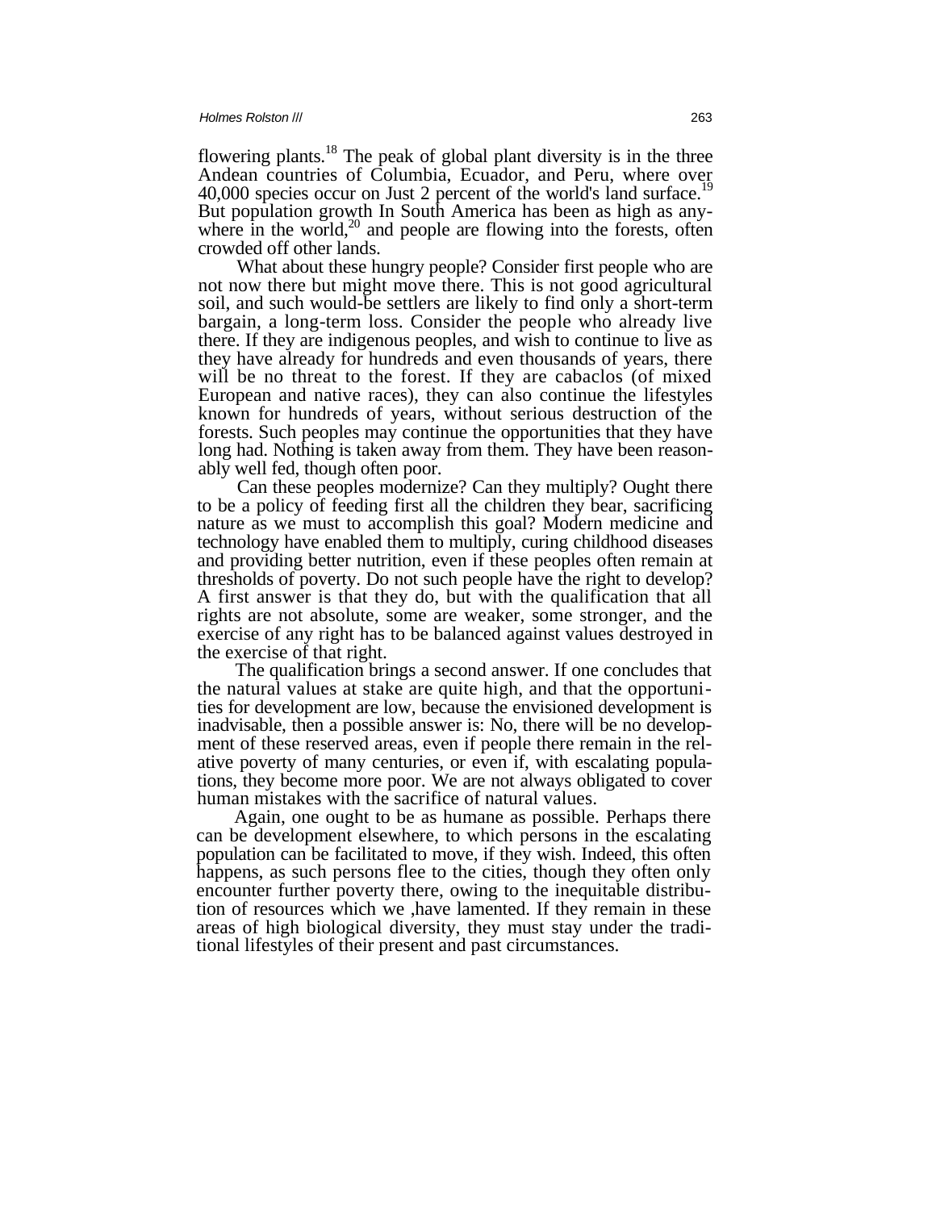flowering plants.[18] The peak of global plant diversity is in the three Andean countries of Columbia, Ecuador, and Peru, where over 40,000 species occur on Just 2 percent of the world's land surface.[19] But population growth In South America has been as high as anywhere in the world,[20] and people are flowing into the forests, often crowded off other lands.

What about these hungry people? Consider first people who are not now there but might move there. This is not good agricultural soil, and such would-be settlers are likely to find only a short-term bargain, a long-term loss. Consider the people who already live there. If they are indigenous peoples, and wish to continue to live as they have already for hundreds and even thousands of years, there will be no threat to the forest. If they are cabaclos (of mixed European and native races), they can also continue the lifestyles known for hundreds of years, without serious destruction of the forests. Such peoples may continue the opportunities that they have long had. Nothing is taken away from them. They have been reasonably well fed, though often poor.

Can these peoples modernize? Can they multiply? Ought there to be a policy of feeding first all the children they bear, sacrificing nature as we must to accomplish this goal? Modern medicine and technology have enabled them to multiply, curing childhood diseases and providing better nutrition, even if these peoples often remain at thresholds of poverty. Do not such people have the right to develop? A first answer is that they do, but with the qualification that all rights are not absolute, some are weaker, some stronger, and the exercise of any right has to be balanced against values destroyed in the exercise of that right.

The qualification brings a second answer. If one concludes that the natural values at stake are quite high, and that the opportunities for development are low, because the envisioned development is inadvisable, then a possible answer is: No, there will be no development of these reserved areas, even if people there remain in the relative poverty of many centuries, or even if, with escalating populations, they become more poor. We are not always obligated to cover human mistakes with the sacrifice of natural values.

Again, one ought to be as humane as possible. Perhaps there can be development elsewhere, to which persons in the escalating population can be facilitated to move, if they wish. Indeed, this often happens, as such persons flee to the cities, though they often only encounter further poverty there, owing to the inequitable distribution of resources which we ,have lamented. If they remain in these areas of high biological diversity, they must stay under the traditional lifestyles of their present and past circumstances.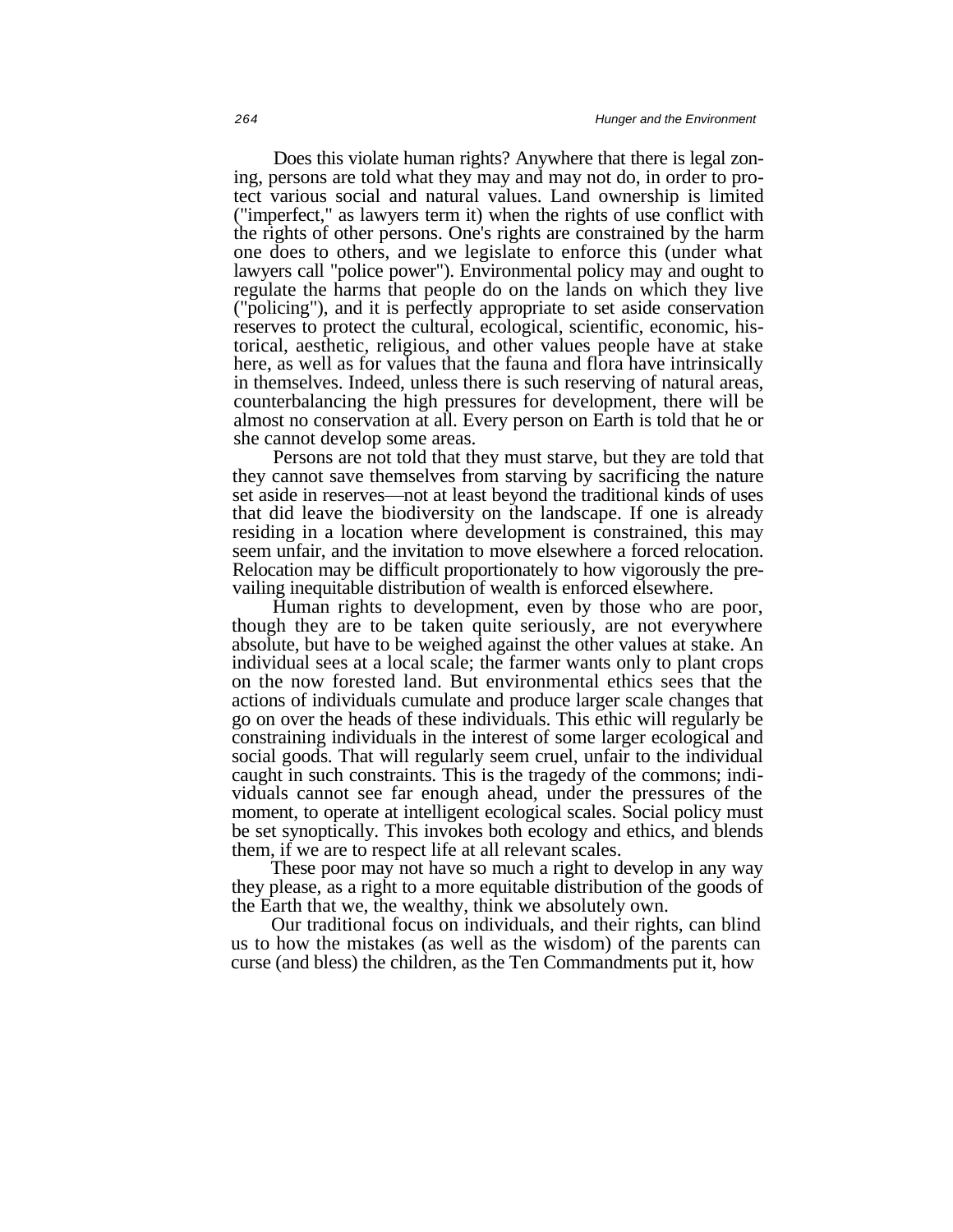Does this violate human rights? Anywhere that there is legal zoning, persons are told what they may and may not do, in order to protect various social and natural values. Land ownership is limited ("imperfect," as lawyers term it) when the rights of use conflict with the rights of other persons. One's rights are constrained by the harm one does to others, and we legislate to enforce this (under what lawyers call "police power"). Environmental policy may and ought to regulate the harms that people do on the lands on which they live ("policing"), and it is perfectly appropriate to set aside conservation reserves to protect the cultural, ecological, scientific, economic, historical, aesthetic, religious, and other values people have at stake here, as well as for values that the fauna and flora have intrinsically in themselves. Indeed, unless there is such reserving of natural areas, counterbalancing the high pressures for development, there will be almost no conservation at all. Every person on Earth is told that he or she cannot develop some areas.

Persons are not told that they must starve, but they are told that they cannot save themselves from starving by sacrificing the nature set aside in reserves—not at least beyond the traditional kinds of uses that did leave the biodiversity on the landscape. If one is already residing in a location where development is constrained, this may seem unfair, and the invitation to move elsewhere a forced relocation. Relocation may be difficult proportionately to how vigorously the prevailing inequitable distribution of wealth is enforced elsewhere.

Human rights to development, even by those who are poor, though they are to be taken quite seriously, are not everywhere absolute, but have to be weighed against the other values at stake. An individual sees at a local scale; the farmer wants only to plant crops on the now forested land. But environmental ethics sees that the actions of individuals cumulate and produce larger scale changes that go on over the heads of these individuals. This ethic will regularly be constraining individuals in the interest of some larger ecological and social goods. That will regularly seem cruel, unfair to the individual caught in such constraints. This is the tragedy of the commons; individuals cannot see far enough ahead, under the pressures of the moment, to operate at intelligent ecological scales. Social policy must be set synoptically. This invokes both ecology and ethics, and blends them, if we are to respect life at all relevant scales.

These poor may not have so much a right to develop in any way they please, as a right to a more equitable distribution of the goods of the Earth that we, the wealthy, think we absolutely own.

Our traditional focus on individuals, and their rights, can blind us to how the mistakes (as well as the wisdom) of the parents can curse (and bless) the children, as the Ten Commandments put it, how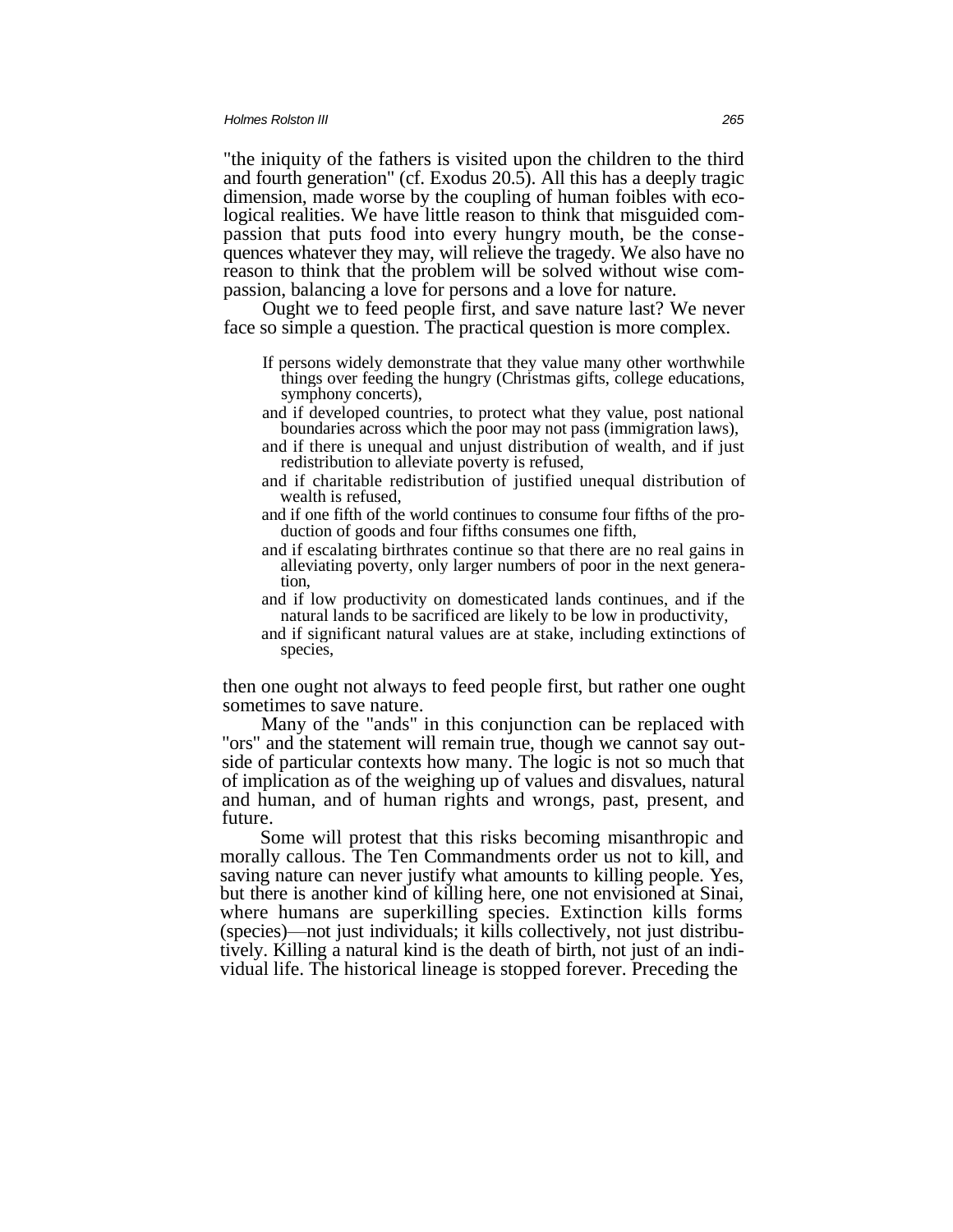"the iniquity of the fathers is visited upon the children to the third and fourth generation" (cf. Exodus 20.5). All this has a deeply tragic dimension, made worse by the coupling of human foibles with ecological realities. We have little reason to think that misguided compassion that puts food into every hungry mouth, be the consequences whatever they may, will relieve the tragedy. We also have no reason to think that the problem will be solved without wise compassion, balancing a love for persons and a love for nature.

Ought we to feed people first, and save nature last? We never face so simple a question. The practical question is more complex.

> If persons widely demonstrate that they value many other worthwhile things over feeding the hungry (Christmas gifts, college educations, symphony concerts),
> and if developed countries, to protect what they value, post national boundaries across which the poor may not pass (immigration laws),
> and if there is unequal and unjust distribution of wealth, and if just redistribution to alleviate poverty is refused,
> and if charitable redistribution of justified unequal distribution of wealth is refused,
> and if one fifth of the world continues to consume four fifths of the production of goods and four fifths consumes one fifth,
> and if escalating birthrates continue so that there are no real gains in alleviating poverty, only larger numbers of poor in the next generation,
> and if low productivity on domesticated lands continues, and if the natural lands to be sacrificed are likely to be low in productivity,
> and if significant natural values are at stake, including extinctions of species,

then one ought not always to feed people first, but rather one ought sometimes to save nature.

Many of the "ands" in this conjunction can be replaced with "ors" and the statement will remain true, though we cannot say outside of particular contexts how many. The logic is not so much that of implication as of the weighing up of values and disvalues, natural and human, and of human rights and wrongs, past, present, and future.

Some will protest that this risks becoming misanthropic and morally callous. The Ten Commandments order us not to kill, and saving nature can never justify what amounts to killing people. Yes, but there is another kind of killing here, one not envisioned at Sinai, where humans are superkilling species. Extinction kills forms (species)—not just individuals; it kills collectively, not just distributively. Killing a natural kind is the death of birth, not just of an individual life. The historical lineage is stopped forever. Preceding the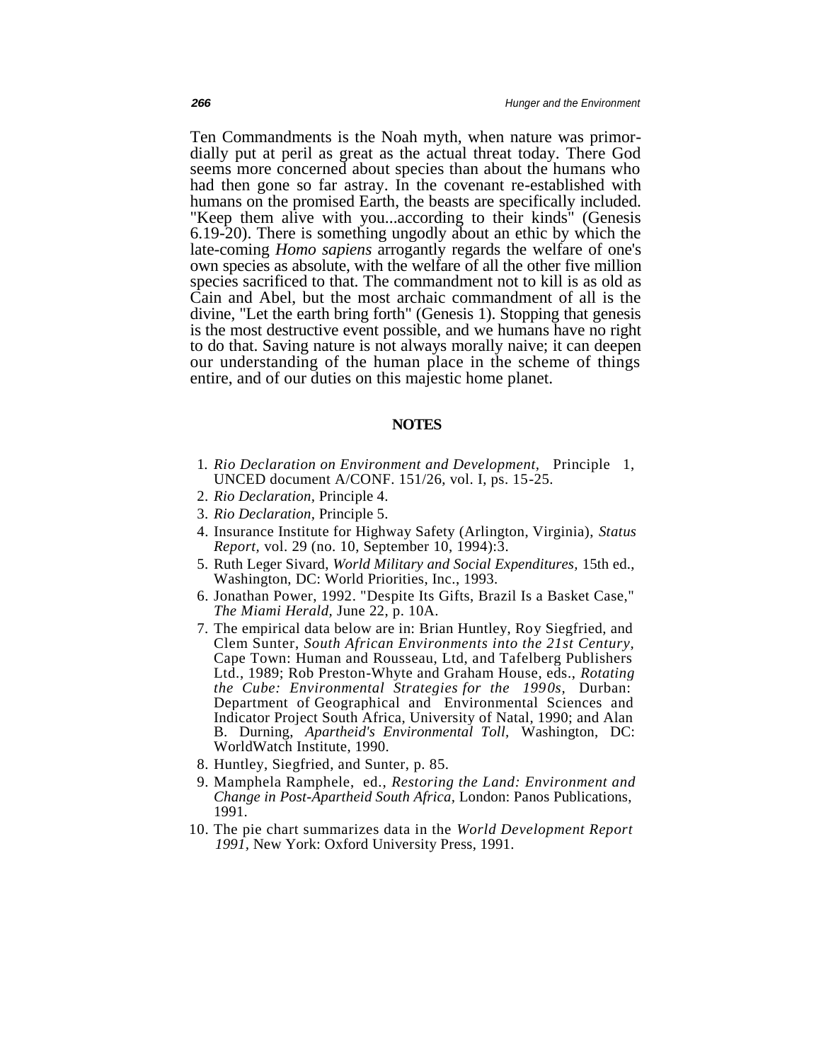Ten Commandments is the Noah myth, when nature was primordially put at peril as great as the actual threat today. There God seems more concerned about species than about the humans who had then gone so far astray. In the covenant re-established with humans on the promised Earth, the beasts are specifically included. "Keep them alive with you...according to their kinds" (Genesis 6.19-20). There is something ungodly about an ethic by which the late-coming *Homo sapiens* arrogantly regards the welfare of one's own species as absolute, with the welfare of all the other five million species sacrificed to that. The commandment not to kill is as old as Cain and Abel, but the most archaic commandment of all is the divine, "Let the earth bring forth" (Genesis 1). Stopping that genesis is the most destructive event possible, and we humans have no right to do that. Saving nature is not always morally naive; it can deepen our understanding of the human place in the scheme of things entire, and of our duties on this majestic home planet.

## NOTES

1. *Rio Declaration on Environment and Development,* Principle 1, UNCED document A/CONF. 151/26, vol. I, ps. 15-25.
2. *Rio Declaration,* Principle 4.
3. *Rio Declaration,* Principle 5.
4. Insurance Institute for Highway Safety (Arlington, Virginia), *Status Report,* vol. 29 (no. 10, September 10, 1994):3.
5. Ruth Leger Sivard, *World Military and Social Expenditures,* 15th ed., Washington, DC: World Priorities, Inc., 1993.
6. Jonathan Power, 1992. "Despite Its Gifts, Brazil Is a Basket Case," *The Miami Herald,* June 22, p. 10A.
7. The empirical data below are in: Brian Huntley, Roy Siegfried, and Clem Sunter, *South African Environments into the 21st Century,* Cape Town: Human and Rousseau, Ltd, and Tafelberg Publishers Ltd., 1989; Rob Preston-Whyte and Graham House, eds., *Rotating the Cube: Environmental Strategies for the 1990s,* Durban: Department of Geographical and Environmental Sciences and Indicator Project South Africa, University of Natal, 1990; and Alan B. Durning, *Apartheid's Environmental Toll,* Washington, DC: WorldWatch Institute, 1990.
8. Huntley, Siegfried, and Sunter, p. 85.
9. Mamphela Ramphele, ed., *Restoring the Land: Environment and Change in Post-Apartheid South Africa,* London: Panos Publications, 1991.
10. The pie chart summarizes data in the *World Development Report 1991,* New York: Oxford University Press, 1991.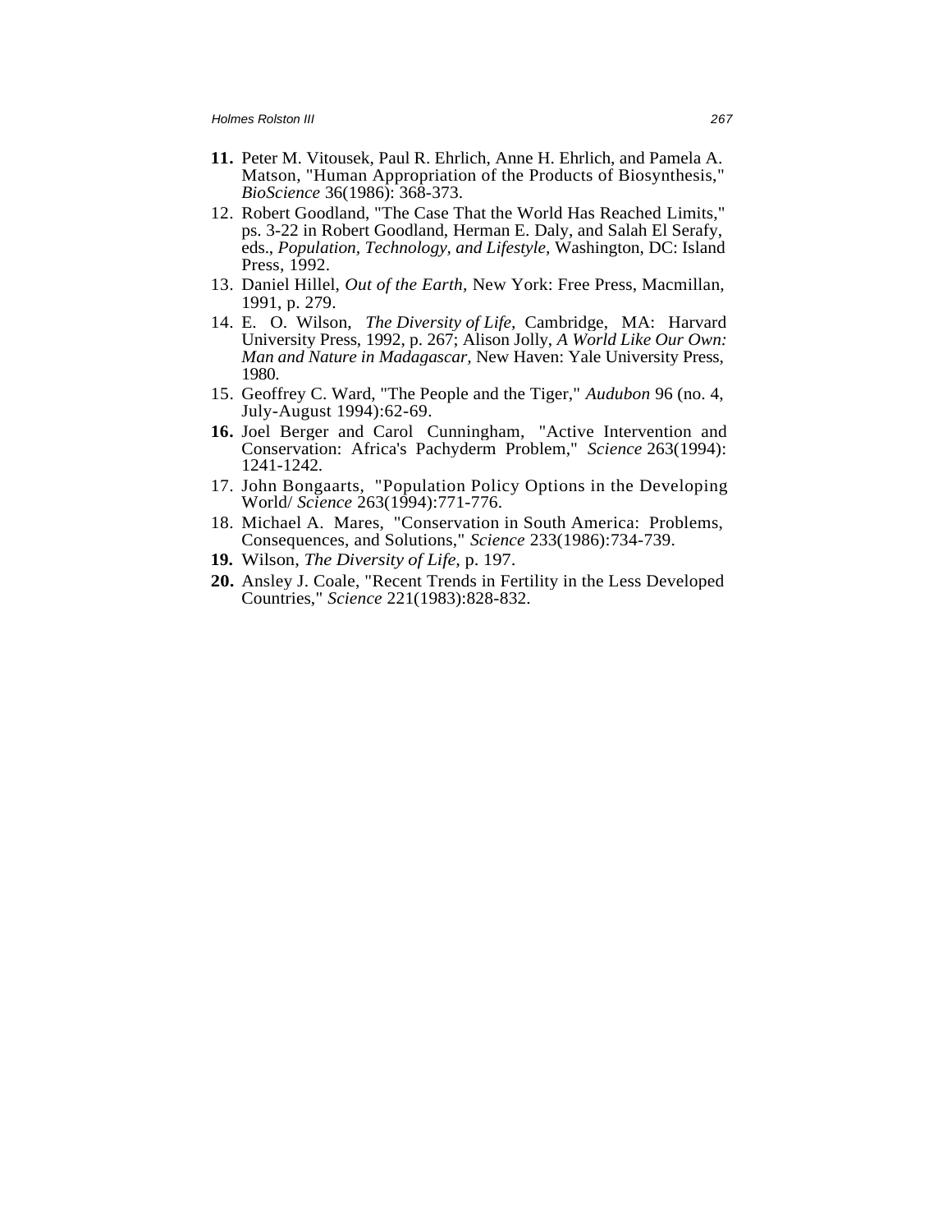11. Peter M. Vitousek, Paul R. Ehrlich, Anne H. Ehrlich, and Pamela A. Matson, "Human Appropriation of the Products of Biosynthesis," *BioScience* 36(1986): 368-373.
12. Robert Goodland, "The Case That the World Has Reached Limits," ps. 3-22 in Robert Goodland, Herman E. Daly, and Salah El Serafy, eds., *Population, Technology, and Lifestyle,* Washington, DC: Island Press, 1992.
13. Daniel Hillel, *Out of the Earth,* New York: Free Press, Macmillan, 1991, p. 279.
14. E. O. Wilson, *The Diversity of Life,* Cambridge, MA: Harvard University Press, 1992, p. 267; Alison Jolly, *A World Like Our Own: Man and Nature in Madagascar,* New Haven: Yale University Press, 1980.
15. Geoffrey C. Ward, "The People and the Tiger," *Audubon* 96 (no. 4, July-August 1994):62-69.
16. Joel Berger and Carol Cunningham, "Active Intervention and Conservation: Africa's Pachyderm Problem," *Science* 263(1994): 1241-1242.
17. John Bongaarts, "Population Policy Options in the Developing World/ *Science* 263(1994):771-776.
18. Michael A. Mares, "Conservation in South America: Problems, Consequences, and Solutions," *Science* 233(1986):734-739.
19. Wilson, *The Diversity of Life,* p. 197.
20. Ansley J. Coale, "Recent Trends in Fertility in the Less Developed Countries," *Science* 221(1983):828-832.